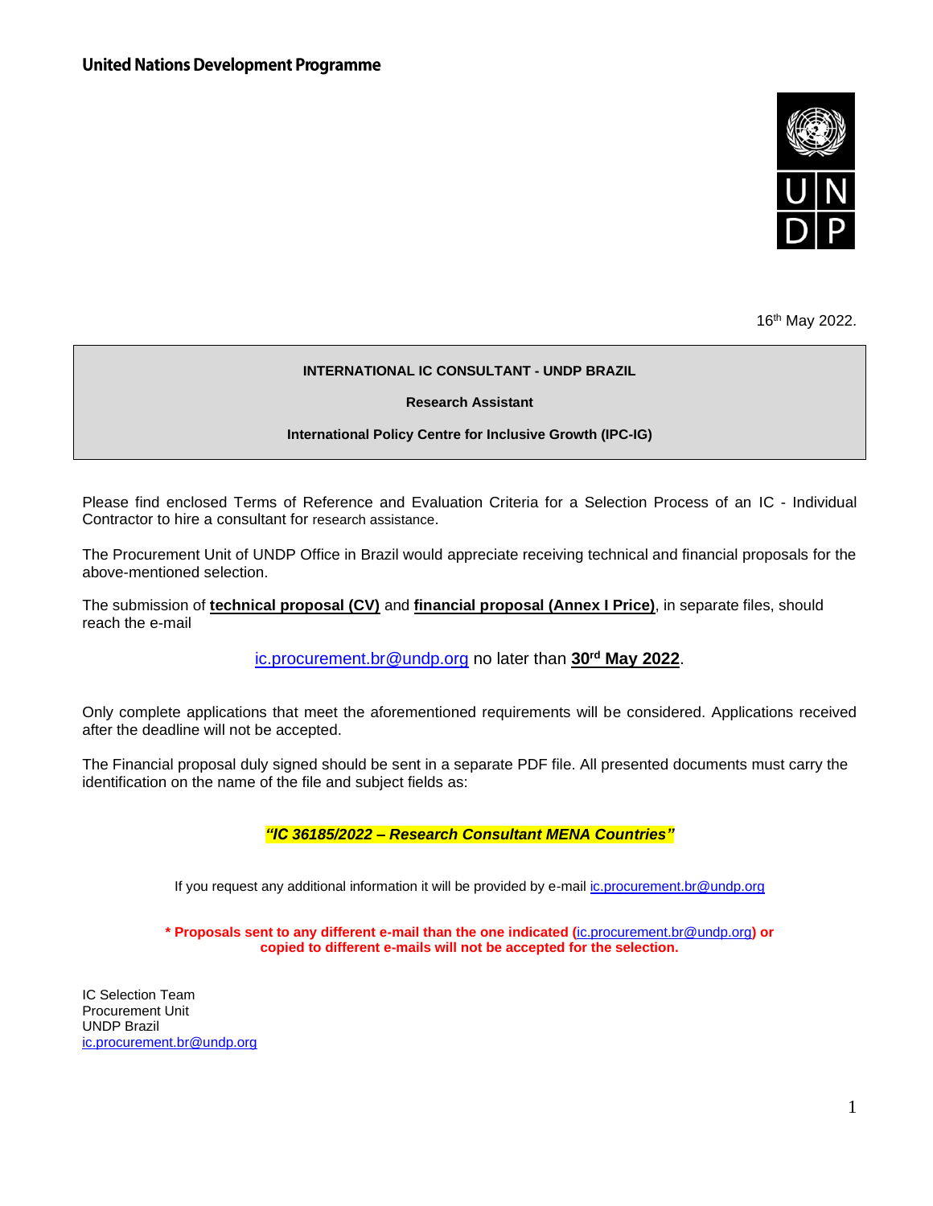**United Nations Development Programme**

16th May 2022.

**INTERNATIONAL IC CONSULTANT - UNDP BRAZIL**

**Research Assistant**

**International Policy Centre for Inclusive Growth (IPC-IG)**

Please find enclosed Terms of Reference and Evaluation Criteria for a Selection Process of an IC - Individual Contractor to hire a consultant for research assistance.

The Procurement Unit of UNDP Office in Brazil would appreciate receiving technical and financial proposals for the above-mentioned selection.

The submission of **technical proposal (CV)** and **financial proposal (Annex I Price)**, in separate files, should reach the e-mail

ic.procurement.br@undp.org no later than **30rd May 2022**.

Only complete applications that meet the aforementioned requirements will be considered. Applications received after the deadline will not be accepted.

The Financial proposal duly signed should be sent in a separate PDF file. All presented documents must carry the identification on the name of the file and subject fields as:

***"IC 36185/2022 – Research Consultant MENA Countries"***

If you request any additional information it will be provided by e-mail ic.procurement.br@undp.org

**\* Proposals sent to any different e-mail than the one indicated (ic.procurement.br@undp.org) or copied to different e-mails will not be accepted for the selection.**

IC Selection Team
Procurement Unit
UNDP Brazil
ic.procurement.br@undp.org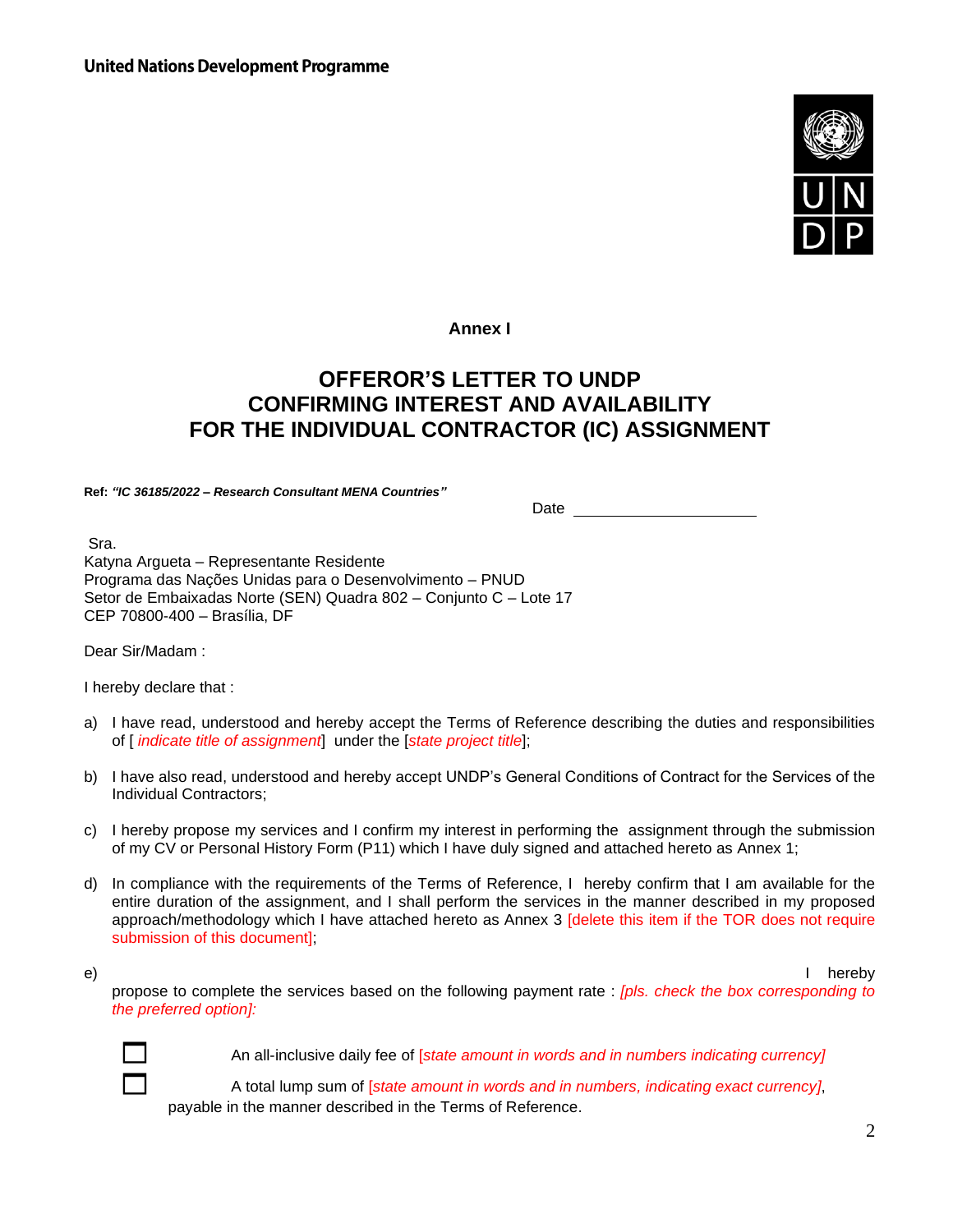**United Nations Development Programme**

**Annex I**

# OFFEROR'S LETTER TO UNDP CONFIRMING INTEREST AND AVAILABILITY FOR THE INDIVIDUAL CONTRACTOR (IC) ASSIGNMENT

**Ref:** ***"IC 36185/2022 – Research Consultant MENA Countries"***

Date \_\_\_\_\_\_\_\_\_\_\_\_\_\_\_\_\_\_\_\_

Sra.
Katyna Argueta – Representante Residente
Programa das Nações Unidas para o Desenvolvimento – PNUD
Setor de Embaixadas Norte (SEN) Quadra 802 – Conjunto C – Lote 17
CEP 70800-400 – Brasília, DF

Dear Sir/Madam :

I hereby declare that :

a) I have read, understood and hereby accept the Terms of Reference describing the duties and responsibilities of [ *indicate title of assignment*] under the [*state project title*];

b) I have also read, understood and hereby accept UNDP's General Conditions of Contract for the Services of the Individual Contractors;

c) I hereby propose my services and I confirm my interest in performing the assignment through the submission of my CV or Personal History Form (P11) which I have duly signed and attached hereto as Annex 1;

d) In compliance with the requirements of the Terms of Reference, I hereby confirm that I am available for the entire duration of the assignment, and I shall perform the services in the manner described in my proposed approach/methodology which I have attached hereto as Annex 3 [delete this item if the TOR does not require submission of this document];

e) I hereby propose to complete the services based on the following payment rate : *[pls. check the box corresponding to the preferred option]:*

- ☐ An all-inclusive daily fee of *[state amount in words and in numbers indicating currency]*
- ☐ A total lump sum of *[state amount in words and in numbers, indicating exact currency]*, payable in the manner described in the Terms of Reference.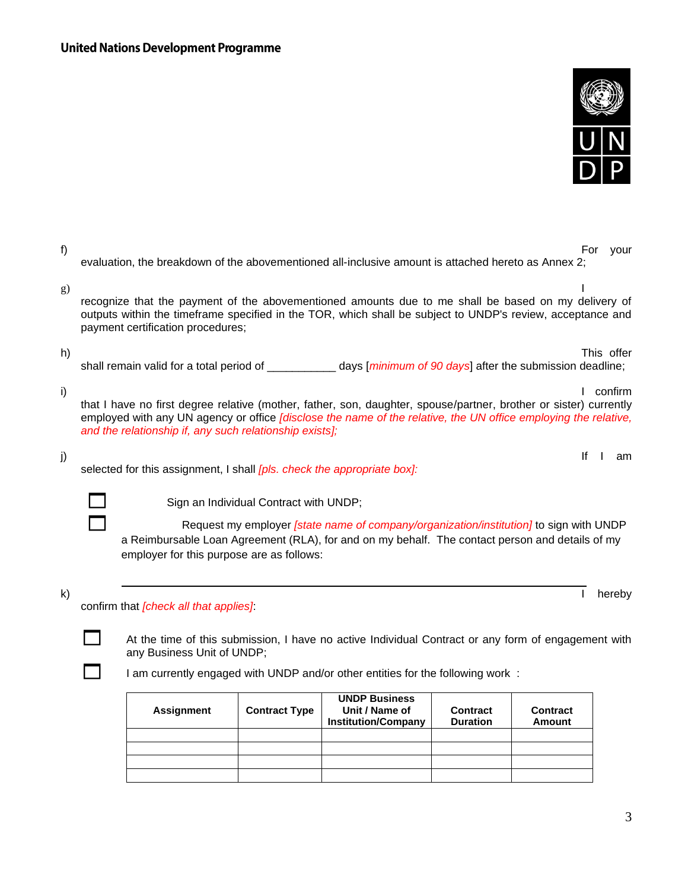f) For your evaluation, the breakdown of the abovementioned all-inclusive amount is attached hereto as Annex 2;

g) I recognize that the payment of the abovementioned amounts due to me shall be based on my delivery of outputs within the timeframe specified in the TOR, which shall be subject to UNDP's review, acceptance and payment certification procedures;

h) This offer shall remain valid for a total period of ___________ days [*minimum of 90 days*] after the submission deadline;

i) I confirm that I have no first degree relative (mother, father, son, daughter, spouse/partner, brother or sister) currently employed with any UN agency or office *[disclose the name of the relative, the UN office employing the relative, and the relationship if, any such relationship exists];*

j) If I am selected for this assignment, I shall *[pls. check the appropriate box]:*

☐ Sign an Individual Contract with UNDP;

☐ Request my employer *[state name of company/organization/institution]* to sign with UNDP a Reimbursable Loan Agreement (RLA), for and on my behalf. The contact person and details of my employer for this purpose are as follows:

___________________________________________________________________

k) I hereby confirm that *[check all that applies]*:

☐ At the time of this submission, I have no active Individual Contract or any form of engagement with any Business Unit of UNDP;

☐ I am currently engaged with UNDP and/or other entities for the following work :

| Assignment | Contract Type | UNDP Business Unit / Name of Institution/Company | Contract Duration | Contract Amount |
|---|---|---|---|---|
| | | | | |
| | | | | |
| | | | | |
| | | | | |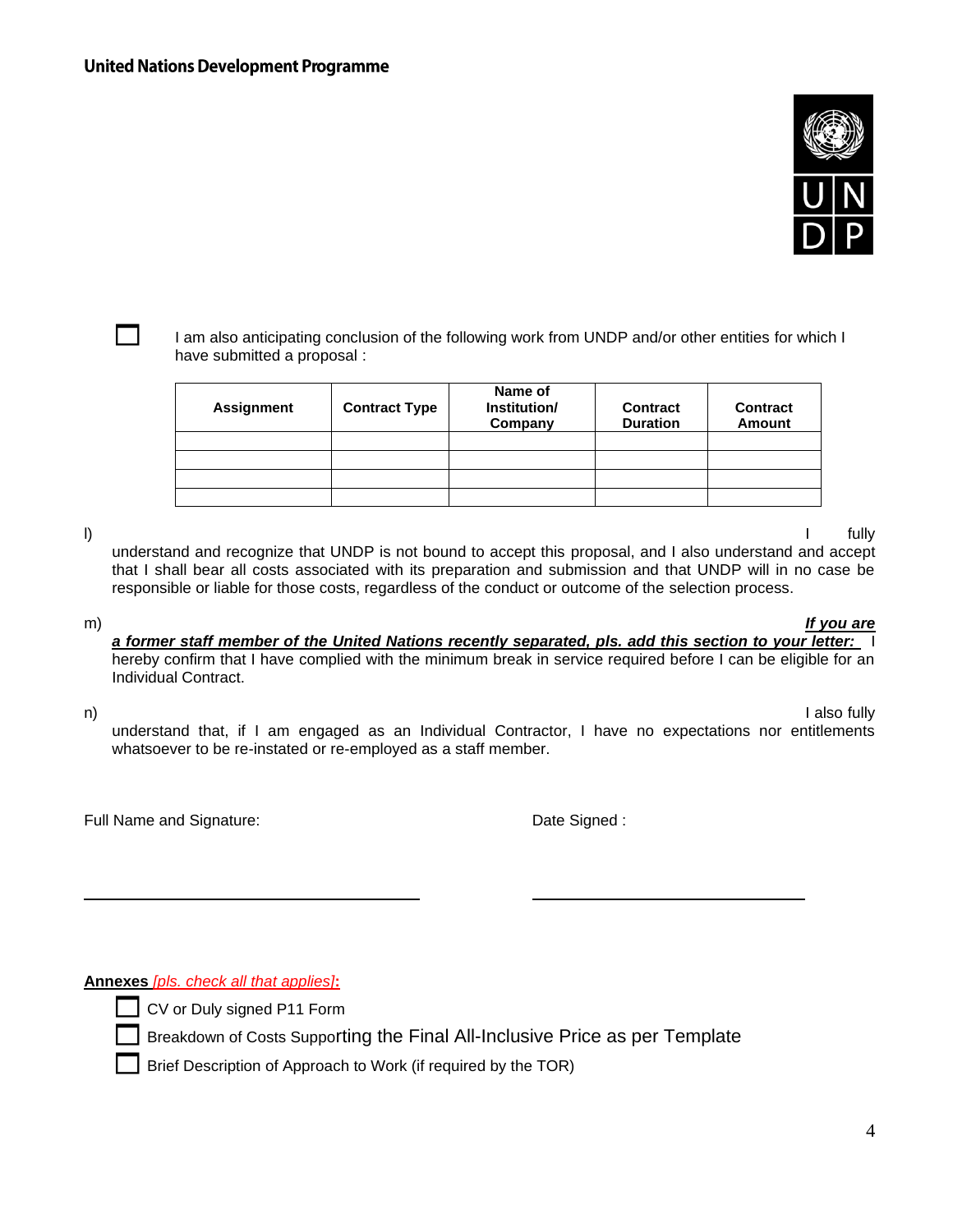☐ I am also anticipating conclusion of the following work from UNDP and/or other entities for which I have submitted a proposal :

| Assignment | Contract Type | Name of Institution/ Company | Contract Duration | Contract Amount |
|---|---|---|---|---|
| | | | | |
| | | | | |
| | | | | |
| | | | | |

l) I fully understand and recognize that UNDP is not bound to accept this proposal, and I also understand and accept that I shall bear all costs associated with its preparation and submission and that UNDP will in no case be responsible or liable for those costs, regardless of the conduct or outcome of the selection process.

m) ***If you are a former staff member of the United Nations recently separated, pls. add this section to your letter:*** I hereby confirm that I have complied with the minimum break in service required before I can be eligible for an Individual Contract.

n) I also fully understand that, if I am engaged as an Individual Contractor, I have no expectations nor entitlements whatsoever to be re-instated or re-employed as a staff member.

Full Name and Signature: _______________________

Date Signed : _______________________

**Annexes** *[pls. check all that applies]***:**

☐ CV or Duly signed P11 Form

☐ Breakdown of Costs Supporting the Final All-Inclusive Price as per Template

☐ Brief Description of Approach to Work (if required by the TOR)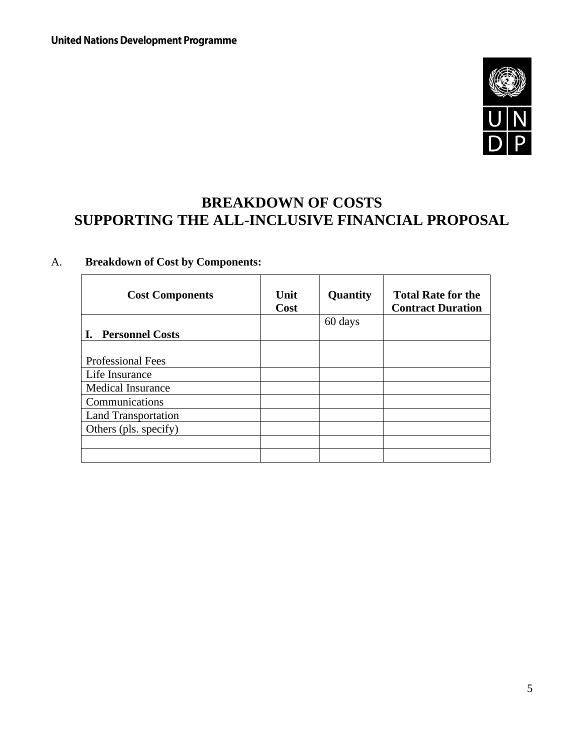United Nations Development Programme

# BREAKDOWN OF COSTS
# SUPPORTING THE ALL-INCLUSIVE FINANCIAL PROPOSAL

A. **Breakdown of Cost by Components:**

| Cost Components | Unit Cost | Quantity | Total Rate for the Contract Duration |
|---|---|---|---|
| **I. Personnel Costs** | | 60 days | |
| Professional Fees | | | |
| Life Insurance | | | |
| Medical Insurance | | | |
| Communications | | | |
| Land Transportation | | | |
| Others (pls. specify) | | | |
| | | | |
| | | | |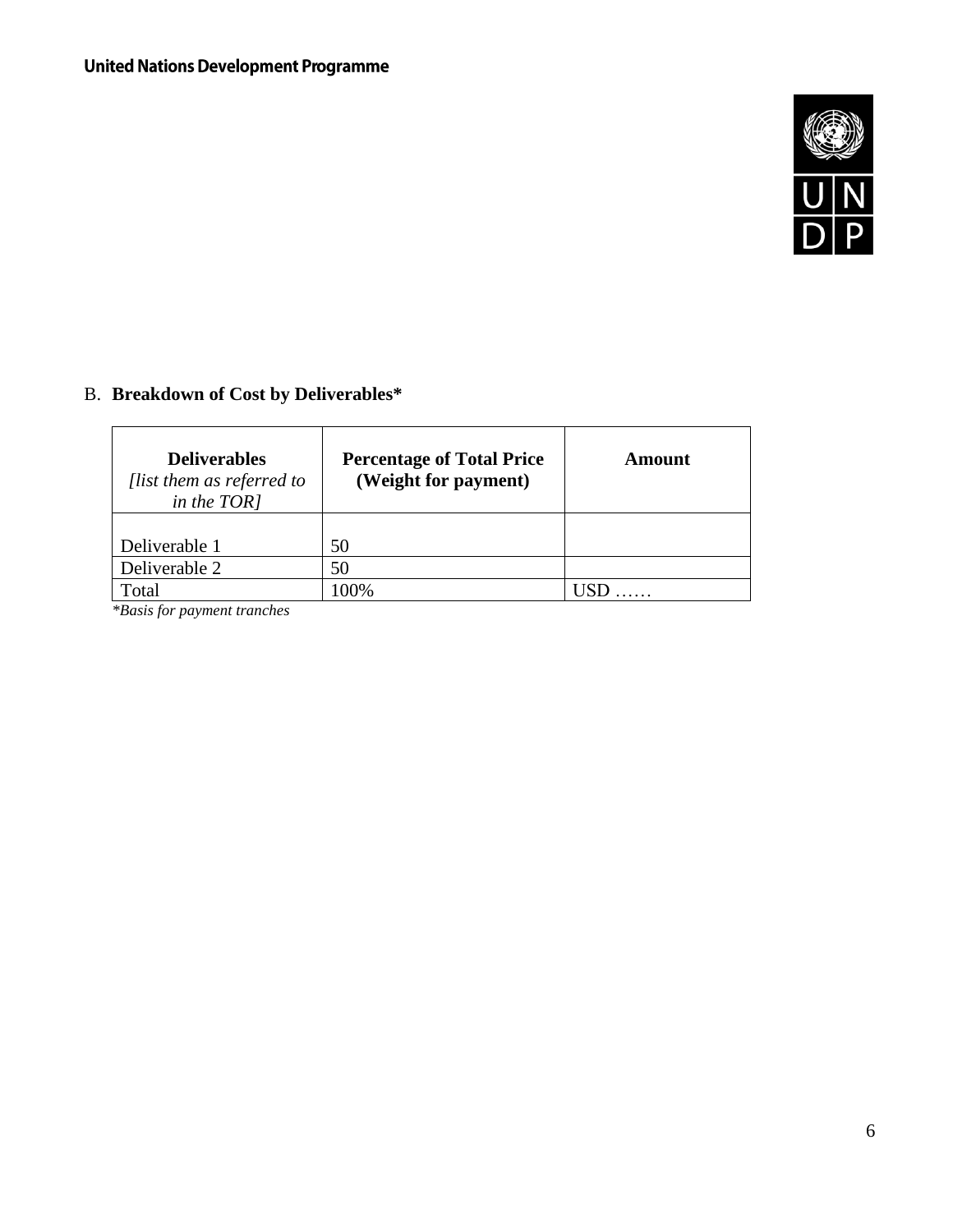B. **Breakdown of Cost by Deliverables***

| **Deliverables** *[list them as referred to in the TOR]* | **Percentage of Total Price (Weight for payment)** | **Amount** |
|---|---|---|
| Deliverable 1 | 50 | |
| Deliverable 2 | 50 | |
| Total | 100% | USD …… |

*\*Basis for payment tranches*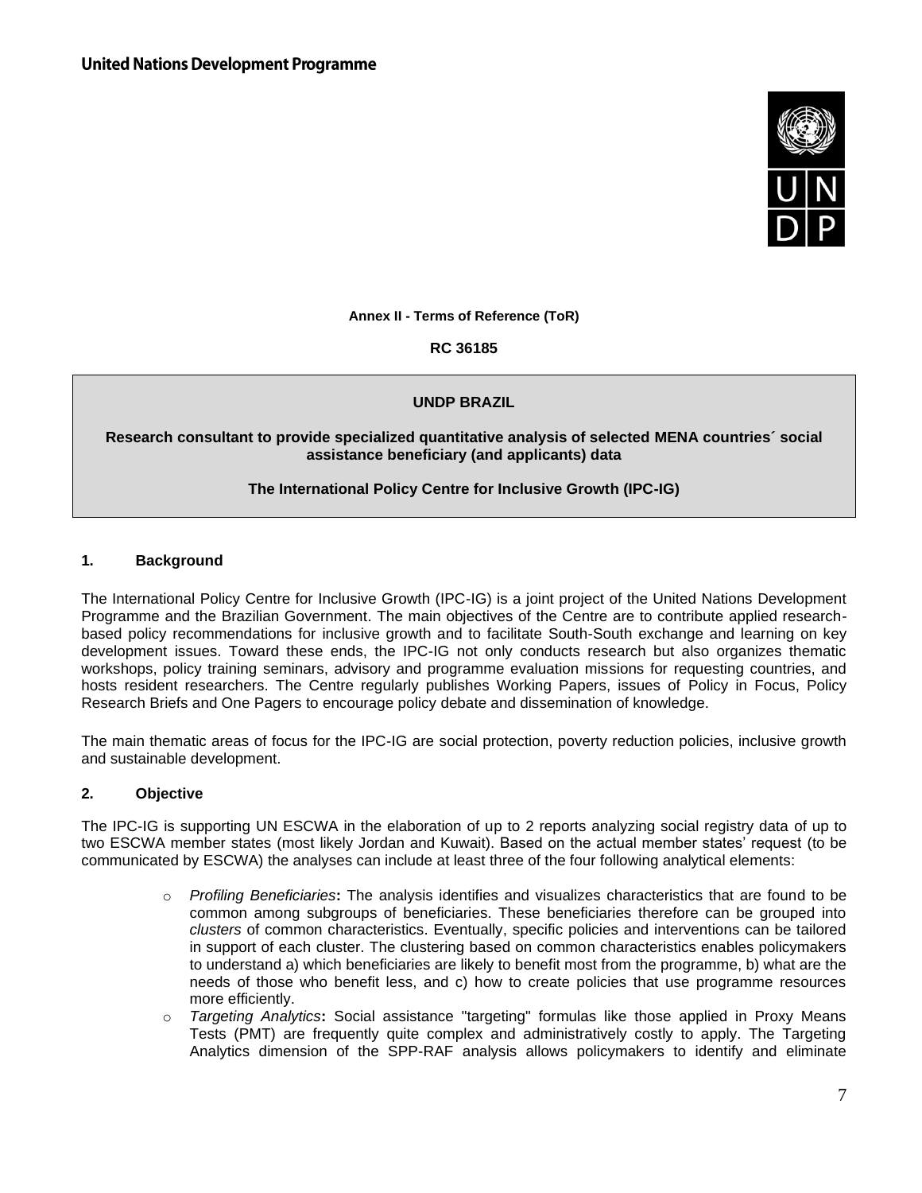**United Nations Development Programme**

**Annex II - Terms of Reference (ToR)**

**RC 36185**

**UNDP BRAZIL**

**Research consultant to provide specialized quantitative analysis of selected MENA countries´ social assistance beneficiary (and applicants) data**

**The International Policy Centre for Inclusive Growth (IPC-IG)**

## 1. Background

The International Policy Centre for Inclusive Growth (IPC-IG) is a joint project of the United Nations Development Programme and the Brazilian Government. The main objectives of the Centre are to contribute applied research-based policy recommendations for inclusive growth and to facilitate South-South exchange and learning on key development issues. Toward these ends, the IPC-IG not only conducts research but also organizes thematic workshops, policy training seminars, advisory and programme evaluation missions for requesting countries, and hosts resident researchers. The Centre regularly publishes Working Papers, issues of Policy in Focus, Policy Research Briefs and One Pagers to encourage policy debate and dissemination of knowledge.

The main thematic areas of focus for the IPC-IG are social protection, poverty reduction policies, inclusive growth and sustainable development.

## 2. Objective

The IPC-IG is supporting UN ESCWA in the elaboration of up to 2 reports analyzing social registry data of up to two ESCWA member states (most likely Jordan and Kuwait). Based on the actual member states' request (to be communicated by ESCWA) the analyses can include at least three of the four following analytical elements:

- *Profiling Beneficiaries***:** The analysis identifies and visualizes characteristics that are found to be common among subgroups of beneficiaries. These beneficiaries therefore can be grouped into *clusters* of common characteristics. Eventually, specific policies and interventions can be tailored in support of each cluster. The clustering based on common characteristics enables policymakers to understand a) which beneficiaries are likely to benefit most from the programme, b) what are the needs of those who benefit less, and c) how to create policies that use programme resources more efficiently.
- *Targeting Analytics***:** Social assistance "targeting" formulas like those applied in Proxy Means Tests (PMT) are frequently quite complex and administratively costly to apply. The Targeting Analytics dimension of the SPP-RAF analysis allows policymakers to identify and eliminate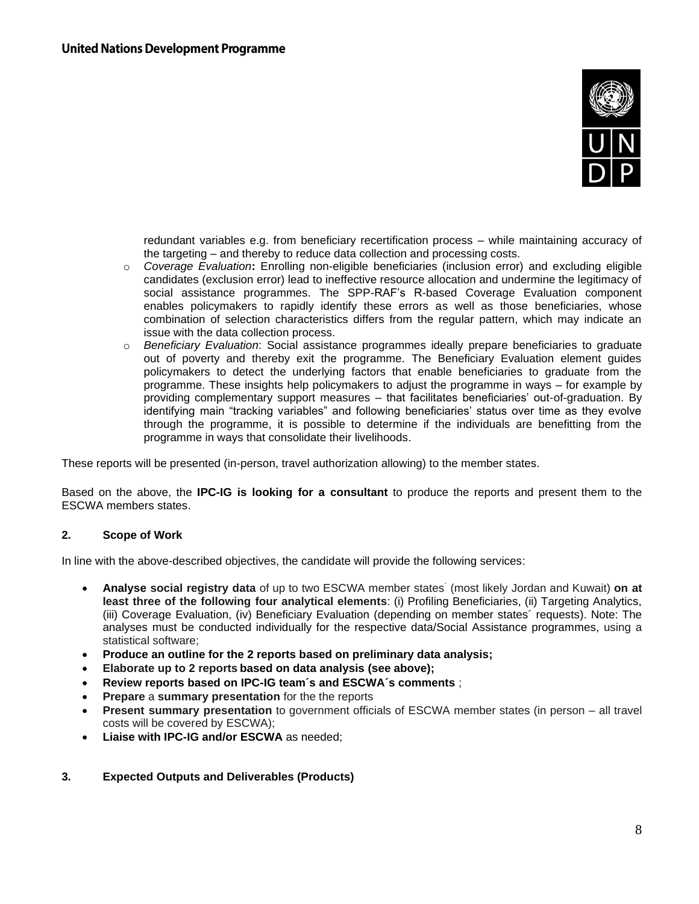redundant variables e.g. from beneficiary recertification process – while maintaining accuracy of the targeting – and thereby to reduce data collection and processing costs.

- *Coverage Evaluation***:** Enrolling non-eligible beneficiaries (inclusion error) and excluding eligible candidates (exclusion error) lead to ineffective resource allocation and undermine the legitimacy of social assistance programmes. The SPP-RAF's R-based Coverage Evaluation component enables policymakers to rapidly identify these errors as well as those beneficiaries, whose combination of selection characteristics differs from the regular pattern, which may indicate an issue with the data collection process.
- *Beneficiary Evaluation*: Social assistance programmes ideally prepare beneficiaries to graduate out of poverty and thereby exit the programme. The Beneficiary Evaluation element guides policymakers to detect the underlying factors that enable beneficiaries to graduate from the programme. These insights help policymakers to adjust the programme in ways – for example by providing complementary support measures – that facilitates beneficiaries' out-of-graduation. By identifying main "tracking variables" and following beneficiaries' status over time as they evolve through the programme, it is possible to determine if the individuals are benefitting from the programme in ways that consolidate their livelihoods.

These reports will be presented (in-person, travel authorization allowing) to the member states.

Based on the above, the **IPC-IG is looking for a consultant** to produce the reports and present them to the ESCWA members states.

## 2. Scope of Work

In line with the above-described objectives, the candidate will provide the following services:

- **Analyse social registry data** of up to two ESCWA member states´ (most likely Jordan and Kuwait) **on at least three of the following four analytical elements**: (i) Profiling Beneficiaries, (ii) Targeting Analytics, (iii) Coverage Evaluation, (iv) Beneficiary Evaluation (depending on member states´ requests). Note: The analyses must be conducted individually for the respective data/Social Assistance programmes, using a statistical software;
- **Produce an outline for the 2 reports based on preliminary data analysis;**
- **Elaborate up to 2 reports based on data analysis (see above);**
- **Review reports based on IPC-IG team´s and ESCWA´s comments** ;
- **Prepare** a **summary presentation** for the the reports
- **Present summary presentation** to government officials of ESCWA member states (in person – all travel costs will be covered by ESCWA);
- **Liaise with IPC-IG and/or ESCWA** as needed;

## 3. Expected Outputs and Deliverables (Products)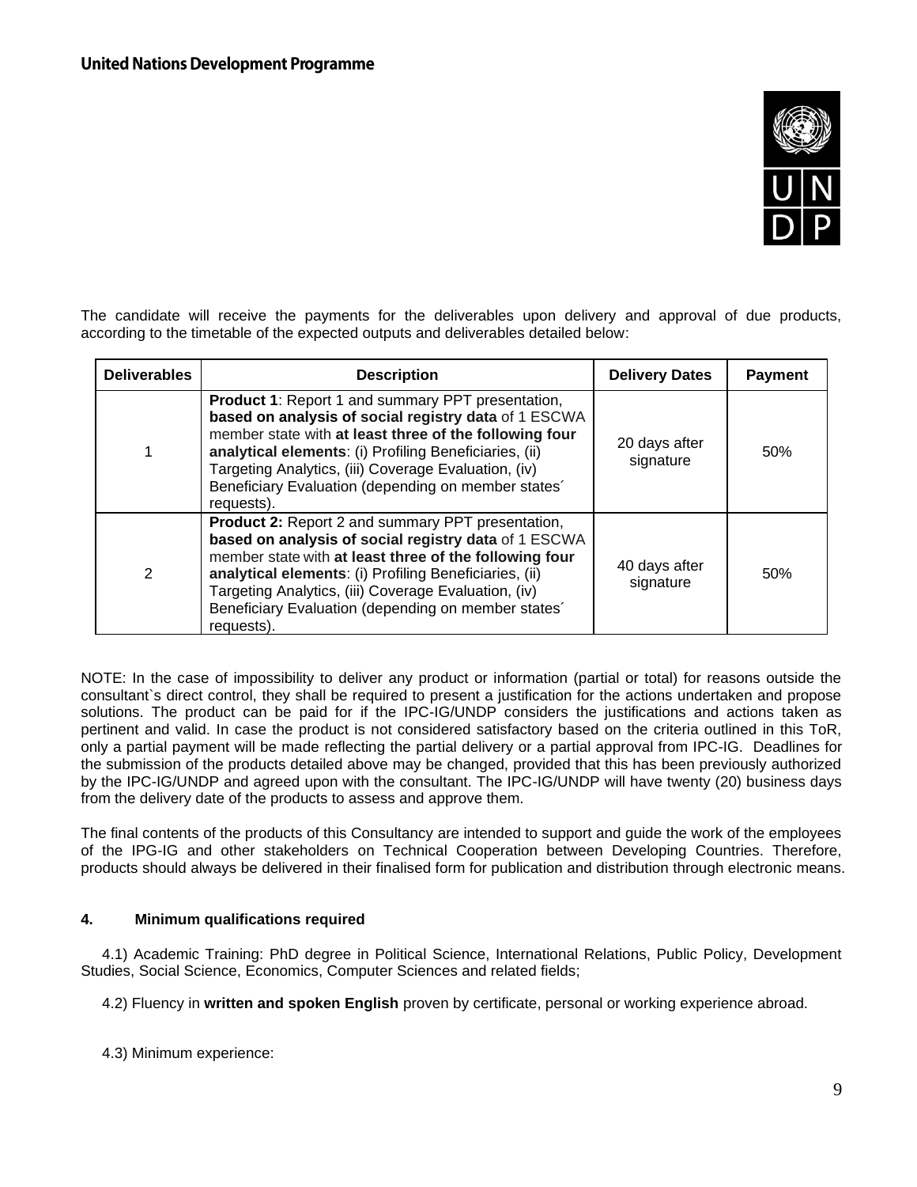The candidate will receive the payments for the deliverables upon delivery and approval of due products, according to the timetable of the expected outputs and deliverables detailed below:

| Deliverables | Description | Delivery Dates | Payment |
|---|---|---|---|
| 1 | **Product 1**: Report 1 and summary PPT presentation, **based on analysis of social registry data** of 1 ESCWA member state with **at least three of the following four analytical elements**: (i) Profiling Beneficiaries, (ii) Targeting Analytics, (iii) Coverage Evaluation, (iv) Beneficiary Evaluation (depending on member states´ requests). | 20 days after signature | 50% |
| 2 | **Product 2:** Report 2 and summary PPT presentation, **based on analysis of social registry data** of 1 ESCWA member state with **at least three of the following four analytical elements**: (i) Profiling Beneficiaries, (ii) Targeting Analytics, (iii) Coverage Evaluation, (iv) Beneficiary Evaluation (depending on member states´ requests). | 40 days after signature | 50% |

NOTE: In the case of impossibility to deliver any product or information (partial or total) for reasons outside the consultant`s direct control, they shall be required to present a justification for the actions undertaken and propose solutions. The product can be paid for if the IPC-IG/UNDP considers the justifications and actions taken as pertinent and valid. In case the product is not considered satisfactory based on the criteria outlined in this ToR, only a partial payment will be made reflecting the partial delivery or a partial approval from IPC-IG. Deadlines for the submission of the products detailed above may be changed, provided that this has been previously authorized by the IPC-IG/UNDP and agreed upon with the consultant. The IPC-IG/UNDP will have twenty (20) business days from the delivery date of the products to assess and approve them.

The final contents of the products of this Consultancy are intended to support and guide the work of the employees of the IPG-IG and other stakeholders on Technical Cooperation between Developing Countries. Therefore, products should always be delivered in their finalised form for publication and distribution through electronic means.

## 4. Minimum qualifications required

4.1) Academic Training: PhD degree in Political Science, International Relations, Public Policy, Development Studies, Social Science, Economics, Computer Sciences and related fields;

4.2) Fluency in **written and spoken English** proven by certificate, personal or working experience abroad.

4.3) Minimum experience: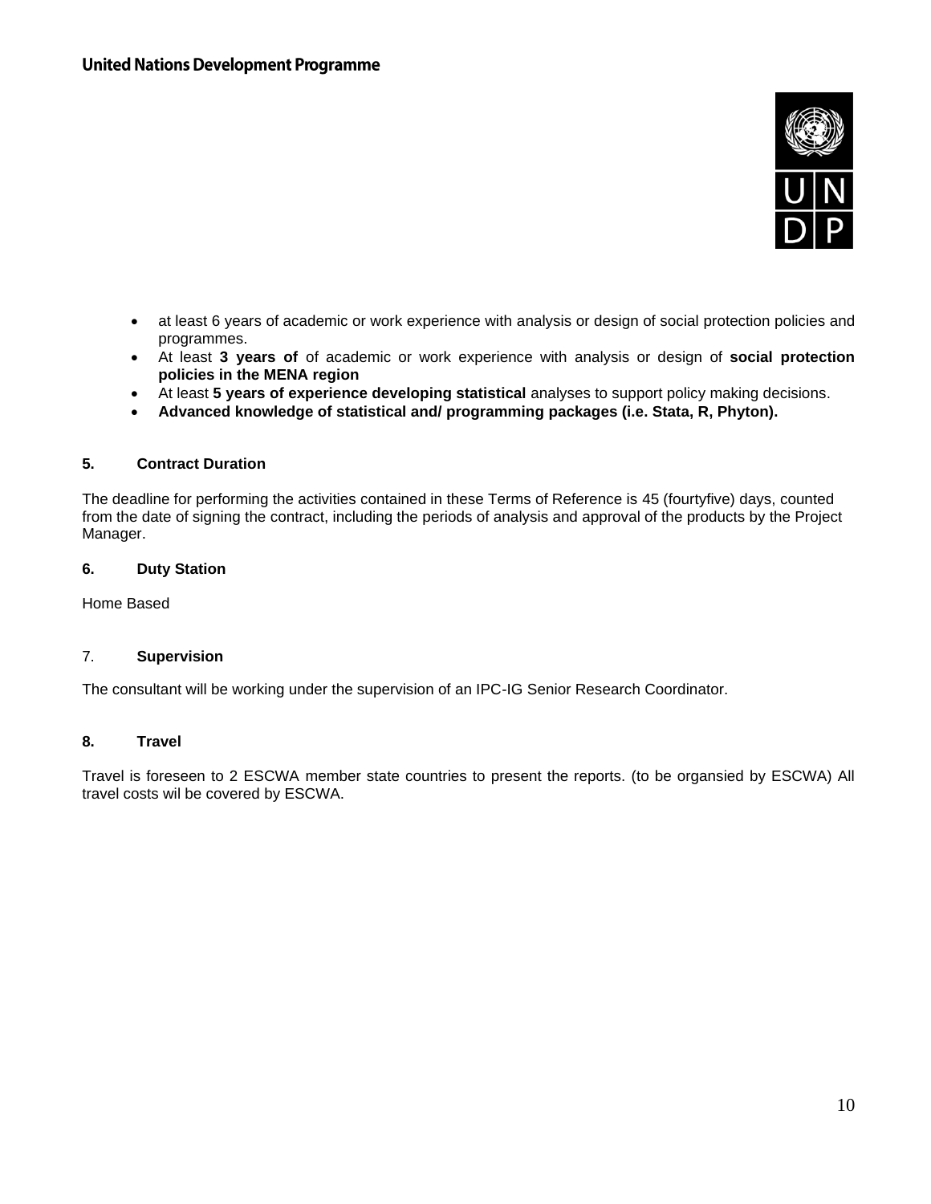- at least 6 years of academic or work experience with analysis or design of social protection policies and programmes.
- At least **3 years of** of academic or work experience with analysis or design of **social protection policies in the MENA region**
- At least **5 years of experience developing statistical** analyses to support policy making decisions.
- **Advanced knowledge of statistical and/ programming packages (i.e. Stata, R, Phyton).**

### 5. Contract Duration

The deadline for performing the activities contained in these Terms of Reference is 45 (fourtyfive) days, counted from the date of signing the contract, including the periods of analysis and approval of the products by the Project Manager.

### 6. Duty Station

Home Based

### 7. Supervision

The consultant will be working under the supervision of an IPC-IG Senior Research Coordinator.

### 8. Travel

Travel is foreseen to 2 ESCWA member state countries to present the reports. (to be organsied by ESCWA) All travel costs wil be covered by ESCWA.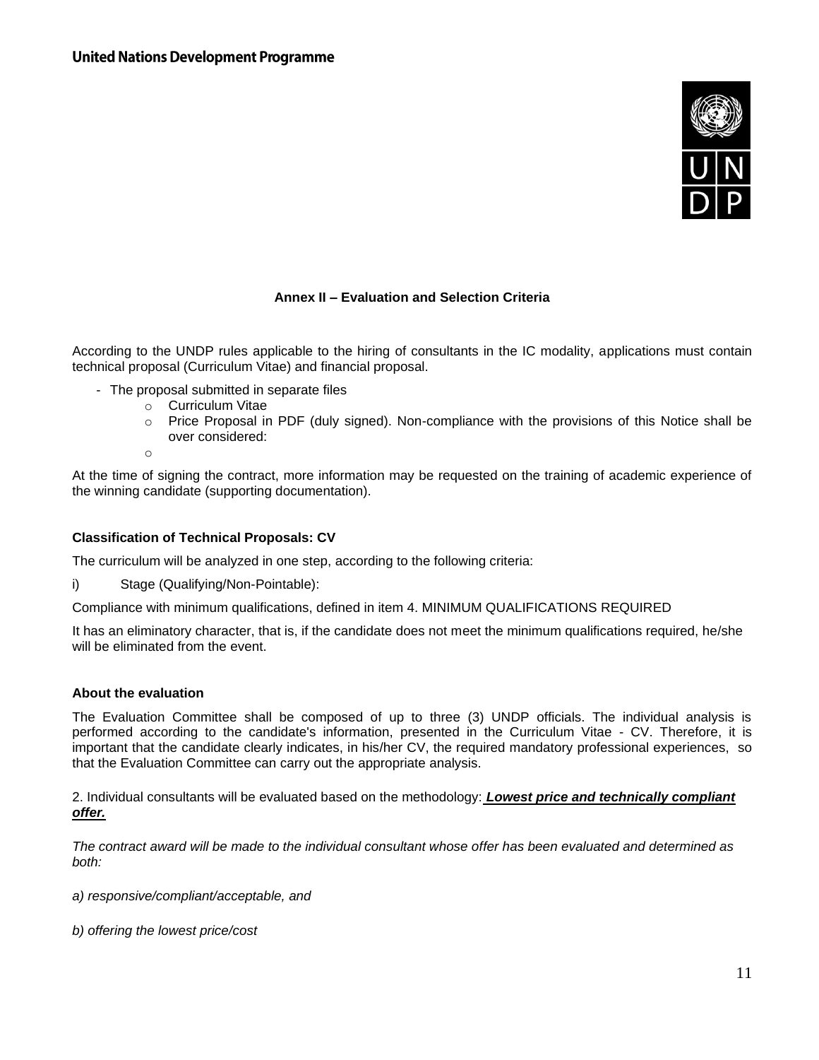**United Nations Development Programme**

**Annex II – Evaluation and Selection Criteria**

According to the UNDP rules applicable to the hiring of consultants in the IC modality, applications must contain technical proposal (Curriculum Vitae) and financial proposal.

- The proposal submitted in separate files
  - Curriculum Vitae
  - Price Proposal in PDF (duly signed). Non-compliance with the provisions of this Notice shall be over considered:
  - 

At the time of signing the contract, more information may be requested on the training of academic experience of the winning candidate (supporting documentation).

**Classification of Technical Proposals: CV**

The curriculum will be analyzed in one step, according to the following criteria:

i) Stage (Qualifying/Non-Pointable):

Compliance with minimum qualifications, defined in item 4. MINIMUM QUALIFICATIONS REQUIRED

It has an eliminatory character, that is, if the candidate does not meet the minimum qualifications required, he/she will be eliminated from the event.

**About the evaluation**

The Evaluation Committee shall be composed of up to three (3) UNDP officials. The individual analysis is performed according to the candidate's information, presented in the Curriculum Vitae - CV. Therefore, it is important that the candidate clearly indicates, in his/her CV, the required mandatory professional experiences, so that the Evaluation Committee can carry out the appropriate analysis.

2. Individual consultants will be evaluated based on the methodology: ***Lowest price and technically compliant offer.***

*The contract award will be made to the individual consultant whose offer has been evaluated and determined as both:*

*a) responsive/compliant/acceptable, and*

*b) offering the lowest price/cost*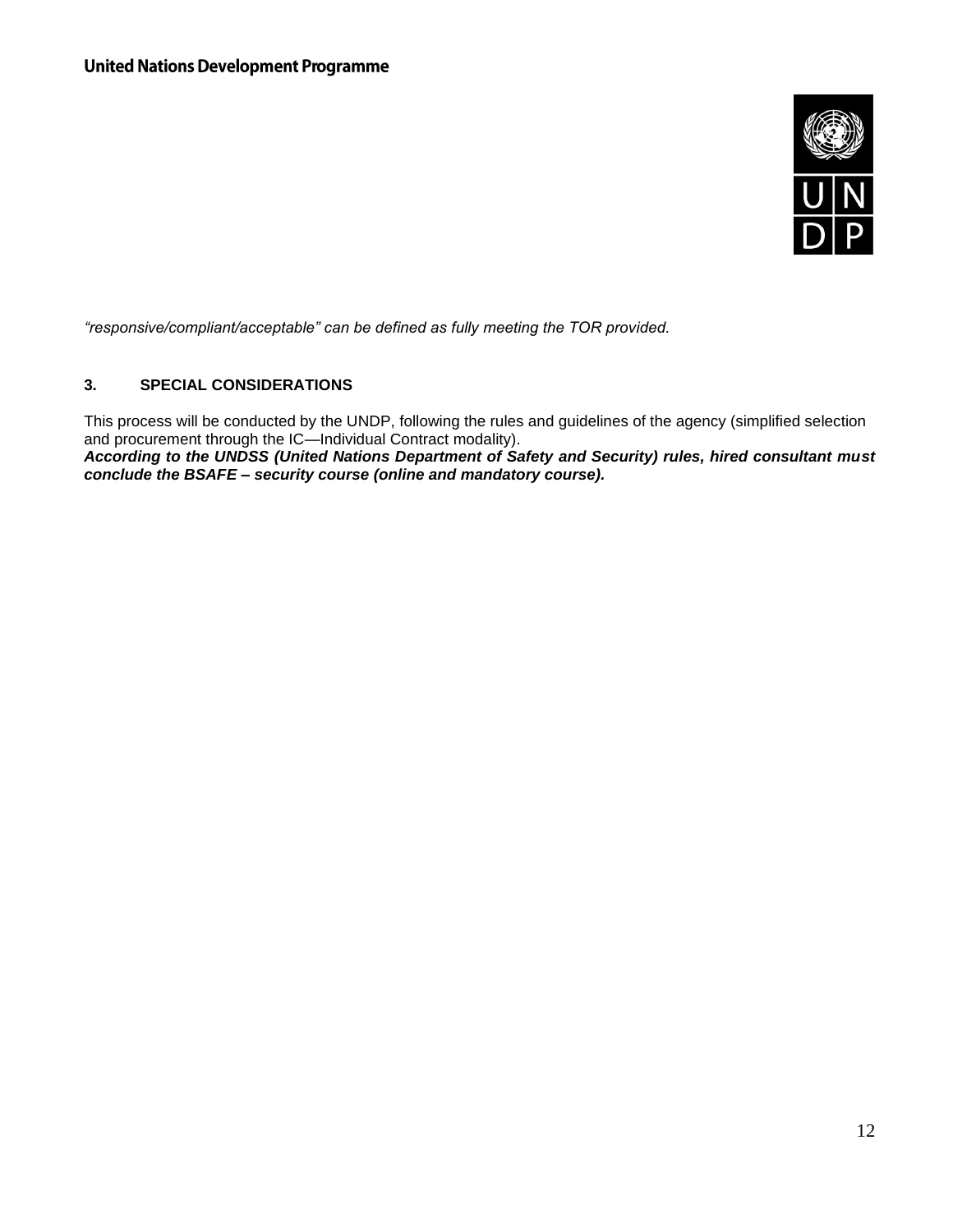*“responsive/compliant/acceptable” can be defined as fully meeting the TOR provided.*

### 3. SPECIAL CONSIDERATIONS

This process will be conducted by the UNDP, following the rules and guidelines of the agency (simplified selection and procurement through the IC—Individual Contract modality).
***According to the UNDSS (United Nations Department of Safety and Security) rules, hired consultant must conclude the BSAFE – security course (online and mandatory course).***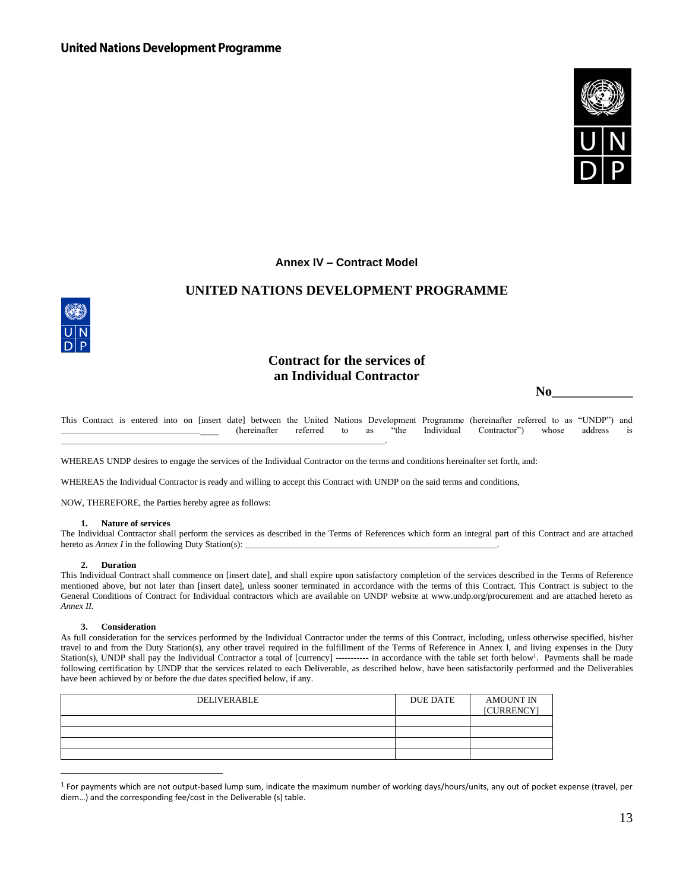**United Nations Development Programme**

**Annex IV – Contract Model**

## UNITED NATIONS DEVELOPMENT PROGRAMME

## Contract for the services of an Individual Contractor

**No____________**

This Contract is entered into on [insert date] between the United Nations Development Programme (hereinafter referred to as "UNDP") and ______________________________ (hereinafter referred to as "the Individual Contractor") whose address is ______________________________________________________________________.

WHEREAS UNDP desires to engage the services of the Individual Contractor on the terms and conditions hereinafter set forth, and:

WHEREAS the Individual Contractor is ready and willing to accept this Contract with UNDP on the said terms and conditions,

NOW, THEREFORE, the Parties hereby agree as follows:

**1. Nature of services**

The Individual Contractor shall perform the services as described in the Terms of References which form an integral part of this Contract and are attached hereto as *Annex I* in the following Duty Station(s): _______________________________________________________.

**2. Duration**

This Individual Contract shall commence on [insert date], and shall expire upon satisfactory completion of the services described in the Terms of Reference mentioned above, but not later than [insert date], unless sooner terminated in accordance with the terms of this Contract. This Contract is subject to the General Conditions of Contract for Individual contractors which are available on UNDP website at www.undp.org/procurement and are attached hereto as *Annex II.*

**3. Consideration**

As full consideration for the services performed by the Individual Contractor under the terms of this Contract, including, unless otherwise specified, his/her travel to and from the Duty Station(s), any other travel required in the fulfillment of the Terms of Reference in Annex I, and living expenses in the Duty Station(s), UNDP shall pay the Individual Contractor a total of [currency] ---------- in accordance with the table set forth below[1]. Payments shall be made following certification by UNDP that the services related to each Deliverable, as described below, have been satisfactorily performed and the Deliverables have been achieved by or before the due dates specified below, if any.

| DELIVERABLE | DUE DATE | AMOUNT IN [CURRENCY] |
|---|---|---|
| | | |
| | | |
| | | |
| | | |

[1] For payments which are not output-based lump sum, indicate the maximum number of working days/hours/units, any out of pocket expense (travel, per diem…) and the corresponding fee/cost in the Deliverable (s) table.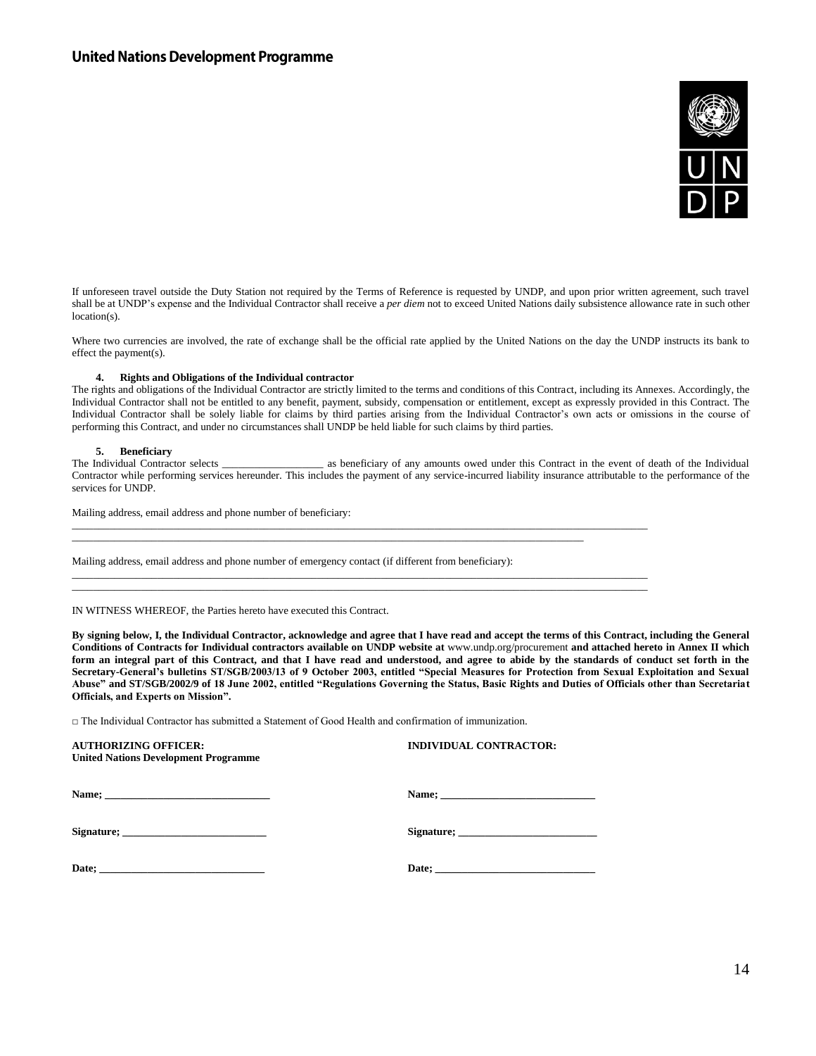**United Nations Development Programme**

If unforeseen travel outside the Duty Station not required by the Terms of Reference is requested by UNDP, and upon prior written agreement, such travel shall be at UNDP's expense and the Individual Contractor shall receive a *per diem* not to exceed United Nations daily subsistence allowance rate in such other location(s).

Where two currencies are involved, the rate of exchange shall be the official rate applied by the United Nations on the day the UNDP instructs its bank to effect the payment(s).

**4. Rights and Obligations of the Individual contractor**

The rights and obligations of the Individual Contractor are strictly limited to the terms and conditions of this Contract, including its Annexes. Accordingly, the Individual Contractor shall not be entitled to any benefit, payment, subsidy, compensation or entitlement, except as expressly provided in this Contract. The Individual Contractor shall be solely liable for claims by third parties arising from the Individual Contractor's own acts or omissions in the course of performing this Contract, and under no circumstances shall UNDP be held liable for such claims by third parties.

**5. Beneficiary**

The Individual Contractor selects ___________________ as beneficiary of any amounts owed under this Contract in the event of death of the Individual Contractor while performing services hereunder. This includes the payment of any service-incurred liability insurance attributable to the performance of the services for UNDP.

Mailing address, email address and phone number of beneficiary:

_____________________________________________________________________________________________________________

_____________________________________________________________________________________________________

Mailing address, email address and phone number of emergency contact (if different from beneficiary):

_____________________________________________________________________________________________________________

_____________________________________________________________________________________________________________

IN WITNESS WHEREOF, the Parties hereto have executed this Contract.

**By signing below, I, the Individual Contractor, acknowledge and agree that I have read and accept the terms of this Contract, including the General Conditions of Contracts for Individual contractors available on UNDP website at** www.undp.org/procurement **and attached hereto in Annex II which form an integral part of this Contract, and that I have read and understood, and agree to abide by the standards of conduct set forth in the Secretary-General's bulletins ST/SGB/2003/13 of 9 October 2003, entitled "Special Measures for Protection from Sexual Exploitation and Sexual Abuse" and ST/SGB/2002/9 of 18 June 2002, entitled "Regulations Governing the Status, Basic Rights and Duties of Officials other than Secretariat Officials, and Experts on Mission".**

□ The Individual Contractor has submitted a Statement of Good Health and confirmation of immunization.

| **AUTHORIZING OFFICER:** **United Nations Development Programme** | **INDIVIDUAL CONTRACTOR:** |
|---|---|
| **Name; ______________________________** | **Name; ____________________________** |
| **Signature; __________________________** | **Signature; _________________________** |
| **Date; ______________________________** | **Date; _____________________________** |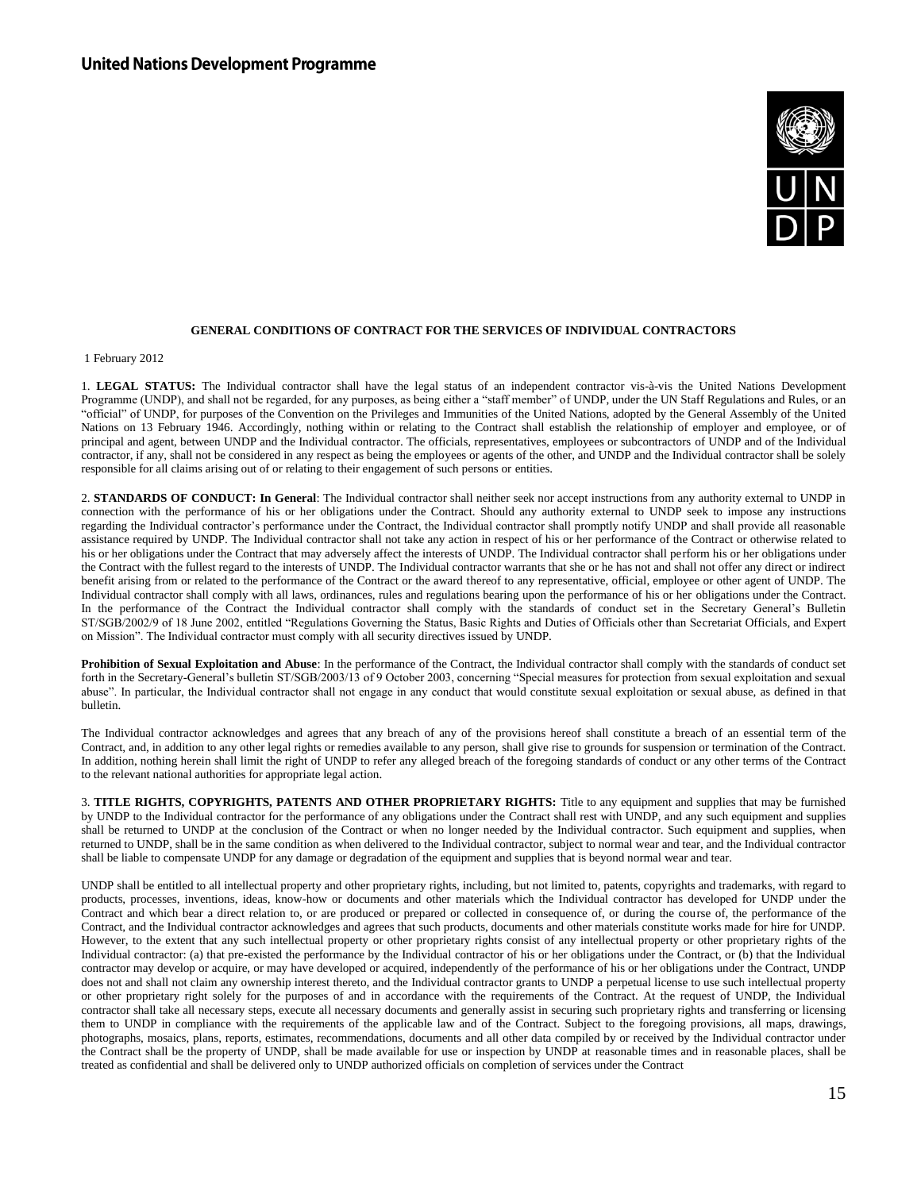**United Nations Development Programme**

**GENERAL CONDITIONS OF CONTRACT FOR THE SERVICES OF INDIVIDUAL CONTRACTORS**

1 February 2012

1. **LEGAL STATUS:** The Individual contractor shall have the legal status of an independent contractor vis-à-vis the United Nations Development Programme (UNDP), and shall not be regarded, for any purposes, as being either a "staff member" of UNDP, under the UN Staff Regulations and Rules, or an "official" of UNDP, for purposes of the Convention on the Privileges and Immunities of the United Nations, adopted by the General Assembly of the United Nations on 13 February 1946. Accordingly, nothing within or relating to the Contract shall establish the relationship of employer and employee, or of principal and agent, between UNDP and the Individual contractor. The officials, representatives, employees or subcontractors of UNDP and of the Individual contractor, if any, shall not be considered in any respect as being the employees or agents of the other, and UNDP and the Individual contractor shall be solely responsible for all claims arising out of or relating to their engagement of such persons or entities.

2. **STANDARDS OF CONDUCT: In General**: The Individual contractor shall neither seek nor accept instructions from any authority external to UNDP in connection with the performance of his or her obligations under the Contract. Should any authority external to UNDP seek to impose any instructions regarding the Individual contractor's performance under the Contract, the Individual contractor shall promptly notify UNDP and shall provide all reasonable assistance required by UNDP. The Individual contractor shall not take any action in respect of his or her performance of the Contract or otherwise related to his or her obligations under the Contract that may adversely affect the interests of UNDP. The Individual contractor shall perform his or her obligations under the Contract with the fullest regard to the interests of UNDP. The Individual contractor warrants that she or he has not and shall not offer any direct or indirect benefit arising from or related to the performance of the Contract or the award thereof to any representative, official, employee or other agent of UNDP. The Individual contractor shall comply with all laws, ordinances, rules and regulations bearing upon the performance of his or her obligations under the Contract. In the performance of the Contract the Individual contractor shall comply with the standards of conduct set in the Secretary General's Bulletin ST/SGB/2002/9 of 18 June 2002, entitled "Regulations Governing the Status, Basic Rights and Duties of Officials other than Secretariat Officials, and Expert on Mission". The Individual contractor must comply with all security directives issued by UNDP.

**Prohibition of Sexual Exploitation and Abuse**: In the performance of the Contract, the Individual contractor shall comply with the standards of conduct set forth in the Secretary-General's bulletin ST/SGB/2003/13 of 9 October 2003, concerning "Special measures for protection from sexual exploitation and sexual abuse". In particular, the Individual contractor shall not engage in any conduct that would constitute sexual exploitation or sexual abuse, as defined in that bulletin.

The Individual contractor acknowledges and agrees that any breach of any of the provisions hereof shall constitute a breach of an essential term of the Contract, and, in addition to any other legal rights or remedies available to any person, shall give rise to grounds for suspension or termination of the Contract. In addition, nothing herein shall limit the right of UNDP to refer any alleged breach of the foregoing standards of conduct or any other terms of the Contract to the relevant national authorities for appropriate legal action.

3. **TITLE RIGHTS, COPYRIGHTS, PATENTS AND OTHER PROPRIETARY RIGHTS:** Title to any equipment and supplies that may be furnished by UNDP to the Individual contractor for the performance of any obligations under the Contract shall rest with UNDP, and any such equipment and supplies shall be returned to UNDP at the conclusion of the Contract or when no longer needed by the Individual contractor. Such equipment and supplies, when returned to UNDP, shall be in the same condition as when delivered to the Individual contractor, subject to normal wear and tear, and the Individual contractor shall be liable to compensate UNDP for any damage or degradation of the equipment and supplies that is beyond normal wear and tear.

UNDP shall be entitled to all intellectual property and other proprietary rights, including, but not limited to, patents, copyrights and trademarks, with regard to products, processes, inventions, ideas, know-how or documents and other materials which the Individual contractor has developed for UNDP under the Contract and which bear a direct relation to, or are produced or prepared or collected in consequence of, or during the course of, the performance of the Contract, and the Individual contractor acknowledges and agrees that such products, documents and other materials constitute works made for hire for UNDP. However, to the extent that any such intellectual property or other proprietary rights consist of any intellectual property or other proprietary rights of the Individual contractor: (a) that pre-existed the performance by the Individual contractor of his or her obligations under the Contract, or (b) that the Individual contractor may develop or acquire, or may have developed or acquired, independently of the performance of his or her obligations under the Contract, UNDP does not and shall not claim any ownership interest thereto, and the Individual contractor grants to UNDP a perpetual license to use such intellectual property or other proprietary right solely for the purposes of and in accordance with the requirements of the Contract. At the request of UNDP, the Individual contractor shall take all necessary steps, execute all necessary documents and generally assist in securing such proprietary rights and transferring or licensing them to UNDP in compliance with the requirements of the applicable law and of the Contract. Subject to the foregoing provisions, all maps, drawings, photographs, mosaics, plans, reports, estimates, recommendations, documents and all other data compiled by or received by the Individual contractor under the Contract shall be the property of UNDP, shall be made available for use or inspection by UNDP at reasonable times and in reasonable places, shall be treated as confidential and shall be delivered only to UNDP authorized officials on completion of services under the Contract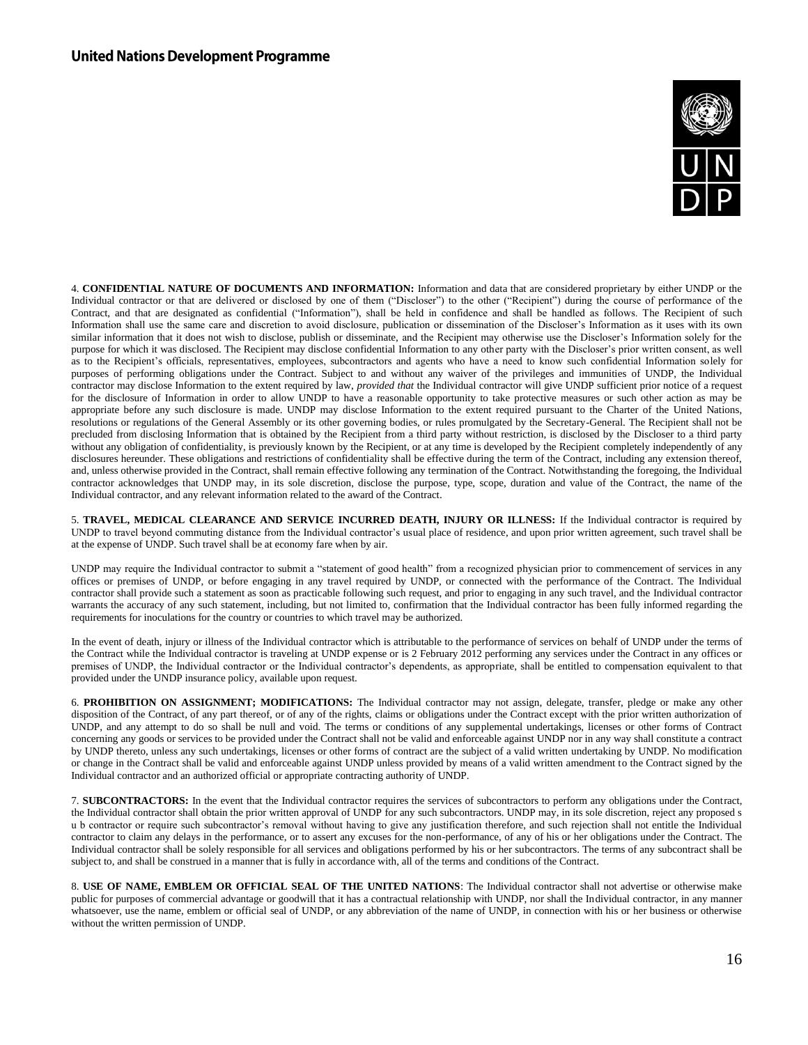4. **CONFIDENTIAL NATURE OF DOCUMENTS AND INFORMATION:** Information and data that are considered proprietary by either UNDP or the Individual contractor or that are delivered or disclosed by one of them ("Discloser") to the other ("Recipient") during the course of performance of the Contract, and that are designated as confidential ("Information"), shall be held in confidence and shall be handled as follows. The Recipient of such Information shall use the same care and discretion to avoid disclosure, publication or dissemination of the Discloser's Information as it uses with its own similar information that it does not wish to disclose, publish or disseminate, and the Recipient may otherwise use the Discloser's Information solely for the purpose for which it was disclosed. The Recipient may disclose confidential Information to any other party with the Discloser's prior written consent, as well as to the Recipient's officials, representatives, employees, subcontractors and agents who have a need to know such confidential Information solely for purposes of performing obligations under the Contract. Subject to and without any waiver of the privileges and immunities of UNDP, the Individual contractor may disclose Information to the extent required by law, *provided that* the Individual contractor will give UNDP sufficient prior notice of a request for the disclosure of Information in order to allow UNDP to have a reasonable opportunity to take protective measures or such other action as may be appropriate before any such disclosure is made. UNDP may disclose Information to the extent required pursuant to the Charter of the United Nations, resolutions or regulations of the General Assembly or its other governing bodies, or rules promulgated by the Secretary-General. The Recipient shall not be precluded from disclosing Information that is obtained by the Recipient from a third party without restriction, is disclosed by the Discloser to a third party without any obligation of confidentiality, is previously known by the Recipient, or at any time is developed by the Recipient completely independently of any disclosures hereunder. These obligations and restrictions of confidentiality shall be effective during the term of the Contract, including any extension thereof, and, unless otherwise provided in the Contract, shall remain effective following any termination of the Contract. Notwithstanding the foregoing, the Individual contractor acknowledges that UNDP may, in its sole discretion, disclose the purpose, type, scope, duration and value of the Contract, the name of the Individual contractor, and any relevant information related to the award of the Contract.

5. **TRAVEL, MEDICAL CLEARANCE AND SERVICE INCURRED DEATH, INJURY OR ILLNESS:** If the Individual contractor is required by UNDP to travel beyond commuting distance from the Individual contractor's usual place of residence, and upon prior written agreement, such travel shall be at the expense of UNDP. Such travel shall be at economy fare when by air.

UNDP may require the Individual contractor to submit a "statement of good health" from a recognized physician prior to commencement of services in any offices or premises of UNDP, or before engaging in any travel required by UNDP, or connected with the performance of the Contract. The Individual contractor shall provide such a statement as soon as practicable following such request, and prior to engaging in any such travel, and the Individual contractor warrants the accuracy of any such statement, including, but not limited to, confirmation that the Individual contractor has been fully informed regarding the requirements for inoculations for the country or countries to which travel may be authorized.

In the event of death, injury or illness of the Individual contractor which is attributable to the performance of services on behalf of UNDP under the terms of the Contract while the Individual contractor is traveling at UNDP expense or is 2 February 2012 performing any services under the Contract in any offices or premises of UNDP, the Individual contractor or the Individual contractor's dependents, as appropriate, shall be entitled to compensation equivalent to that provided under the UNDP insurance policy, available upon request.

6. **PROHIBITION ON ASSIGNMENT; MODIFICATIONS:** The Individual contractor may not assign, delegate, transfer, pledge or make any other disposition of the Contract, of any part thereof, or of any of the rights, claims or obligations under the Contract except with the prior written authorization of UNDP, and any attempt to do so shall be null and void. The terms or conditions of any supplemental undertakings, licenses or other forms of Contract concerning any goods or services to be provided under the Contract shall not be valid and enforceable against UNDP nor in any way shall constitute a contract by UNDP thereto, unless any such undertakings, licenses or other forms of contract are the subject of a valid written undertaking by UNDP. No modification or change in the Contract shall be valid and enforceable against UNDP unless provided by means of a valid written amendment to the Contract signed by the Individual contractor and an authorized official or appropriate contracting authority of UNDP.

7. **SUBCONTRACTORS:** In the event that the Individual contractor requires the services of subcontractors to perform any obligations under the Contract, the Individual contractor shall obtain the prior written approval of UNDP for any such subcontractors. UNDP may, in its sole discretion, reject any proposed s u b contractor or require such subcontractor's removal without having to give any justification therefore, and such rejection shall not entitle the Individual contractor to claim any delays in the performance, or to assert any excuses for the non-performance, of any of his or her obligations under the Contract. The Individual contractor shall be solely responsible for all services and obligations performed by his or her subcontractors. The terms of any subcontract shall be subject to, and shall be construed in a manner that is fully in accordance with, all of the terms and conditions of the Contract.

8. **USE OF NAME, EMBLEM OR OFFICIAL SEAL OF THE UNITED NATIONS**: The Individual contractor shall not advertise or otherwise make public for purposes of commercial advantage or goodwill that it has a contractual relationship with UNDP, nor shall the Individual contractor, in any manner whatsoever, use the name, emblem or official seal of UNDP, or any abbreviation of the name of UNDP, in connection with his or her business or otherwise without the written permission of UNDP.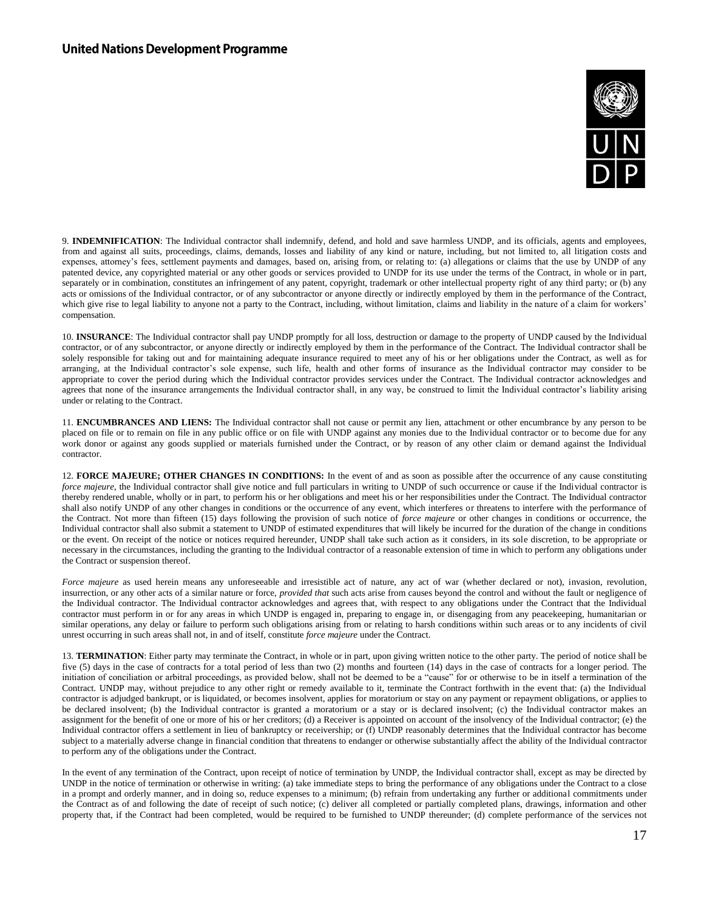9. **INDEMNIFICATION**: The Individual contractor shall indemnify, defend, and hold and save harmless UNDP, and its officials, agents and employees, from and against all suits, proceedings, claims, demands, losses and liability of any kind or nature, including, but not limited to, all litigation costs and expenses, attorney's fees, settlement payments and damages, based on, arising from, or relating to: (a) allegations or claims that the use by UNDP of any patented device, any copyrighted material or any other goods or services provided to UNDP for its use under the terms of the Contract, in whole or in part, separately or in combination, constitutes an infringement of any patent, copyright, trademark or other intellectual property right of any third party; or (b) any acts or omissions of the Individual contractor, or of any subcontractor or anyone directly or indirectly employed by them in the performance of the Contract, which give rise to legal liability to anyone not a party to the Contract, including, without limitation, claims and liability in the nature of a claim for workers' compensation.

10. **INSURANCE**: The Individual contractor shall pay UNDP promptly for all loss, destruction or damage to the property of UNDP caused by the Individual contractor, or of any subcontractor, or anyone directly or indirectly employed by them in the performance of the Contract. The Individual contractor shall be solely responsible for taking out and for maintaining adequate insurance required to meet any of his or her obligations under the Contract, as well as for arranging, at the Individual contractor's sole expense, such life, health and other forms of insurance as the Individual contractor may consider to be appropriate to cover the period during which the Individual contractor provides services under the Contract. The Individual contractor acknowledges and agrees that none of the insurance arrangements the Individual contractor shall, in any way, be construed to limit the Individual contractor's liability arising under or relating to the Contract.

11. **ENCUMBRANCES AND LIENS:** The Individual contractor shall not cause or permit any lien, attachment or other encumbrance by any person to be placed on file or to remain on file in any public office or on file with UNDP against any monies due to the Individual contractor or to become due for any work donor or against any goods supplied or materials furnished under the Contract, or by reason of any other claim or demand against the Individual contractor.

12. **FORCE MAJEURE; OTHER CHANGES IN CONDITIONS:** In the event of and as soon as possible after the occurrence of any cause constituting *force majeure*, the Individual contractor shall give notice and full particulars in writing to UNDP of such occurrence or cause if the Individual contractor is thereby rendered unable, wholly or in part, to perform his or her obligations and meet his or her responsibilities under the Contract. The Individual contractor shall also notify UNDP of any other changes in conditions or the occurrence of any event, which interferes or threatens to interfere with the performance of the Contract. Not more than fifteen (15) days following the provision of such notice of *force majeure* or other changes in conditions or occurrence, the Individual contractor shall also submit a statement to UNDP of estimated expenditures that will likely be incurred for the duration of the change in conditions or the event. On receipt of the notice or notices required hereunder, UNDP shall take such action as it considers, in its sole discretion, to be appropriate or necessary in the circumstances, including the granting to the Individual contractor of a reasonable extension of time in which to perform any obligations under the Contract or suspension thereof.

*Force majeure* as used herein means any unforeseeable and irresistible act of nature, any act of war (whether declared or not), invasion, revolution, insurrection, or any other acts of a similar nature or force, *provided that* such acts arise from causes beyond the control and without the fault or negligence of the Individual contractor. The Individual contractor acknowledges and agrees that, with respect to any obligations under the Contract that the Individual contractor must perform in or for any areas in which UNDP is engaged in, preparing to engage in, or disengaging from any peacekeeping, humanitarian or similar operations, any delay or failure to perform such obligations arising from or relating to harsh conditions within such areas or to any incidents of civil unrest occurring in such areas shall not, in and of itself, constitute *force majeure* under the Contract.

13. **TERMINATION**: Either party may terminate the Contract, in whole or in part, upon giving written notice to the other party. The period of notice shall be five (5) days in the case of contracts for a total period of less than two (2) months and fourteen (14) days in the case of contracts for a longer period. The initiation of conciliation or arbitral proceedings, as provided below, shall not be deemed to be a "cause" for or otherwise to be in itself a termination of the Contract. UNDP may, without prejudice to any other right or remedy available to it, terminate the Contract forthwith in the event that: (a) the Individual contractor is adjudged bankrupt, or is liquidated, or becomes insolvent, applies for moratorium or stay on any payment or repayment obligations, or applies to be declared insolvent; (b) the Individual contractor is granted a moratorium or a stay or is declared insolvent; (c) the Individual contractor makes an assignment for the benefit of one or more of his or her creditors; (d) a Receiver is appointed on account of the insolvency of the Individual contractor; (e) the Individual contractor offers a settlement in lieu of bankruptcy or receivership; or (f) UNDP reasonably determines that the Individual contractor has become subject to a materially adverse change in financial condition that threatens to endanger or otherwise substantially affect the ability of the Individual contractor to perform any of the obligations under the Contract.

In the event of any termination of the Contract, upon receipt of notice of termination by UNDP, the Individual contractor shall, except as may be directed by UNDP in the notice of termination or otherwise in writing: (a) take immediate steps to bring the performance of any obligations under the Contract to a close in a prompt and orderly manner, and in doing so, reduce expenses to a minimum; (b) refrain from undertaking any further or additional commitments under the Contract as of and following the date of receipt of such notice; (c) deliver all completed or partially completed plans, drawings, information and other property that, if the Contract had been completed, would be required to be furnished to UNDP thereunder; (d) complete performance of the services not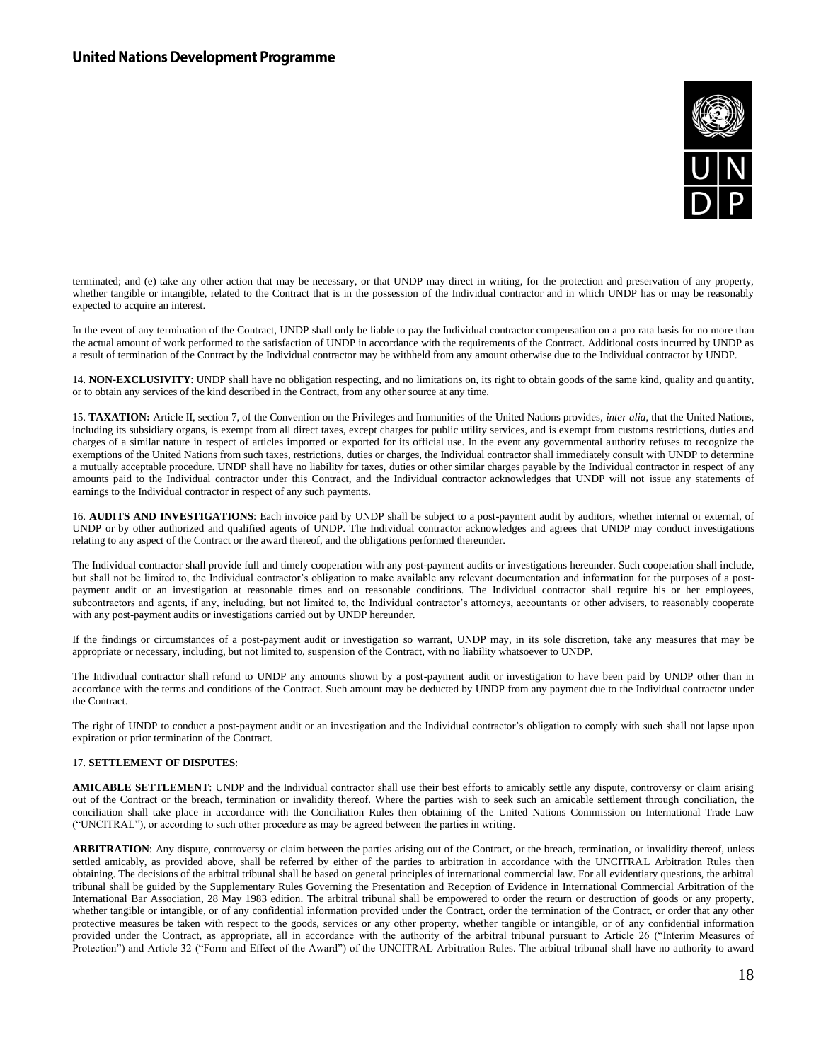terminated; and (e) take any other action that may be necessary, or that UNDP may direct in writing, for the protection and preservation of any property, whether tangible or intangible, related to the Contract that is in the possession of the Individual contractor and in which UNDP has or may be reasonably expected to acquire an interest.

In the event of any termination of the Contract, UNDP shall only be liable to pay the Individual contractor compensation on a pro rata basis for no more than the actual amount of work performed to the satisfaction of UNDP in accordance with the requirements of the Contract. Additional costs incurred by UNDP as a result of termination of the Contract by the Individual contractor may be withheld from any amount otherwise due to the Individual contractor by UNDP.

14. **NON-EXCLUSIVITY**: UNDP shall have no obligation respecting, and no limitations on, its right to obtain goods of the same kind, quality and quantity, or to obtain any services of the kind described in the Contract, from any other source at any time.

15. **TAXATION:** Article II, section 7, of the Convention on the Privileges and Immunities of the United Nations provides, *inter alia*, that the United Nations, including its subsidiary organs, is exempt from all direct taxes, except charges for public utility services, and is exempt from customs restrictions, duties and charges of a similar nature in respect of articles imported or exported for its official use. In the event any governmental authority refuses to recognize the exemptions of the United Nations from such taxes, restrictions, duties or charges, the Individual contractor shall immediately consult with UNDP to determine a mutually acceptable procedure. UNDP shall have no liability for taxes, duties or other similar charges payable by the Individual contractor in respect of any amounts paid to the Individual contractor under this Contract, and the Individual contractor acknowledges that UNDP will not issue any statements of earnings to the Individual contractor in respect of any such payments.

16. **AUDITS AND INVESTIGATIONS**: Each invoice paid by UNDP shall be subject to a post-payment audit by auditors, whether internal or external, of UNDP or by other authorized and qualified agents of UNDP. The Individual contractor acknowledges and agrees that UNDP may conduct investigations relating to any aspect of the Contract or the award thereof, and the obligations performed thereunder.

The Individual contractor shall provide full and timely cooperation with any post-payment audits or investigations hereunder. Such cooperation shall include, but shall not be limited to, the Individual contractor's obligation to make available any relevant documentation and information for the purposes of a post-payment audit or an investigation at reasonable times and on reasonable conditions. The Individual contractor shall require his or her employees, subcontractors and agents, if any, including, but not limited to, the Individual contractor's attorneys, accountants or other advisers, to reasonably cooperate with any post-payment audits or investigations carried out by UNDP hereunder.

If the findings or circumstances of a post-payment audit or investigation so warrant, UNDP may, in its sole discretion, take any measures that may be appropriate or necessary, including, but not limited to, suspension of the Contract, with no liability whatsoever to UNDP.

The Individual contractor shall refund to UNDP any amounts shown by a post-payment audit or investigation to have been paid by UNDP other than in accordance with the terms and conditions of the Contract. Such amount may be deducted by UNDP from any payment due to the Individual contractor under the Contract.

The right of UNDP to conduct a post-payment audit or an investigation and the Individual contractor's obligation to comply with such shall not lapse upon expiration or prior termination of the Contract.

17. **SETTLEMENT OF DISPUTES**:

**AMICABLE SETTLEMENT**: UNDP and the Individual contractor shall use their best efforts to amicably settle any dispute, controversy or claim arising out of the Contract or the breach, termination or invalidity thereof. Where the parties wish to seek such an amicable settlement through conciliation, the conciliation shall take place in accordance with the Conciliation Rules then obtaining of the United Nations Commission on International Trade Law ("UNCITRAL"), or according to such other procedure as may be agreed between the parties in writing.

**ARBITRATION**: Any dispute, controversy or claim between the parties arising out of the Contract, or the breach, termination, or invalidity thereof, unless settled amicably, as provided above, shall be referred by either of the parties to arbitration in accordance with the UNCITRAL Arbitration Rules then obtaining. The decisions of the arbitral tribunal shall be based on general principles of international commercial law. For all evidentiary questions, the arbitral tribunal shall be guided by the Supplementary Rules Governing the Presentation and Reception of Evidence in International Commercial Arbitration of the International Bar Association, 28 May 1983 edition. The arbitral tribunal shall be empowered to order the return or destruction of goods or any property, whether tangible or intangible, or of any confidential information provided under the Contract, order the termination of the Contract, or order that any other protective measures be taken with respect to the goods, services or any other property, whether tangible or intangible, or of any confidential information provided under the Contract, as appropriate, all in accordance with the authority of the arbitral tribunal pursuant to Article 26 ("Interim Measures of Protection") and Article 32 ("Form and Effect of the Award") of the UNCITRAL Arbitration Rules. The arbitral tribunal shall have no authority to award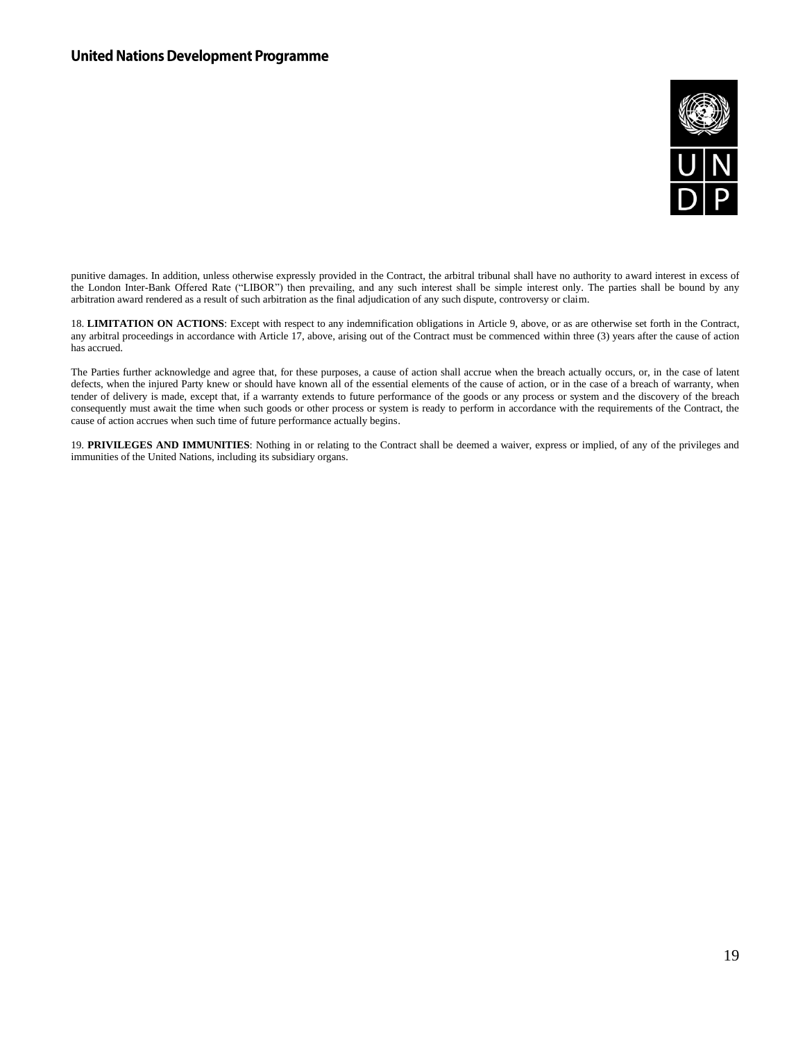punitive damages. In addition, unless otherwise expressly provided in the Contract, the arbitral tribunal shall have no authority to award interest in excess of the London Inter-Bank Offered Rate ("LIBOR") then prevailing, and any such interest shall be simple interest only. The parties shall be bound by any arbitration award rendered as a result of such arbitration as the final adjudication of any such dispute, controversy or claim.

18. **LIMITATION ON ACTIONS**: Except with respect to any indemnification obligations in Article 9, above, or as are otherwise set forth in the Contract, any arbitral proceedings in accordance with Article 17, above, arising out of the Contract must be commenced within three (3) years after the cause of action has accrued.

The Parties further acknowledge and agree that, for these purposes, a cause of action shall accrue when the breach actually occurs, or, in the case of latent defects, when the injured Party knew or should have known all of the essential elements of the cause of action, or in the case of a breach of warranty, when tender of delivery is made, except that, if a warranty extends to future performance of the goods or any process or system and the discovery of the breach consequently must await the time when such goods or other process or system is ready to perform in accordance with the requirements of the Contract, the cause of action accrues when such time of future performance actually begins.

19. **PRIVILEGES AND IMMUNITIES**: Nothing in or relating to the Contract shall be deemed a waiver, express or implied, of any of the privileges and immunities of the United Nations, including its subsidiary organs.